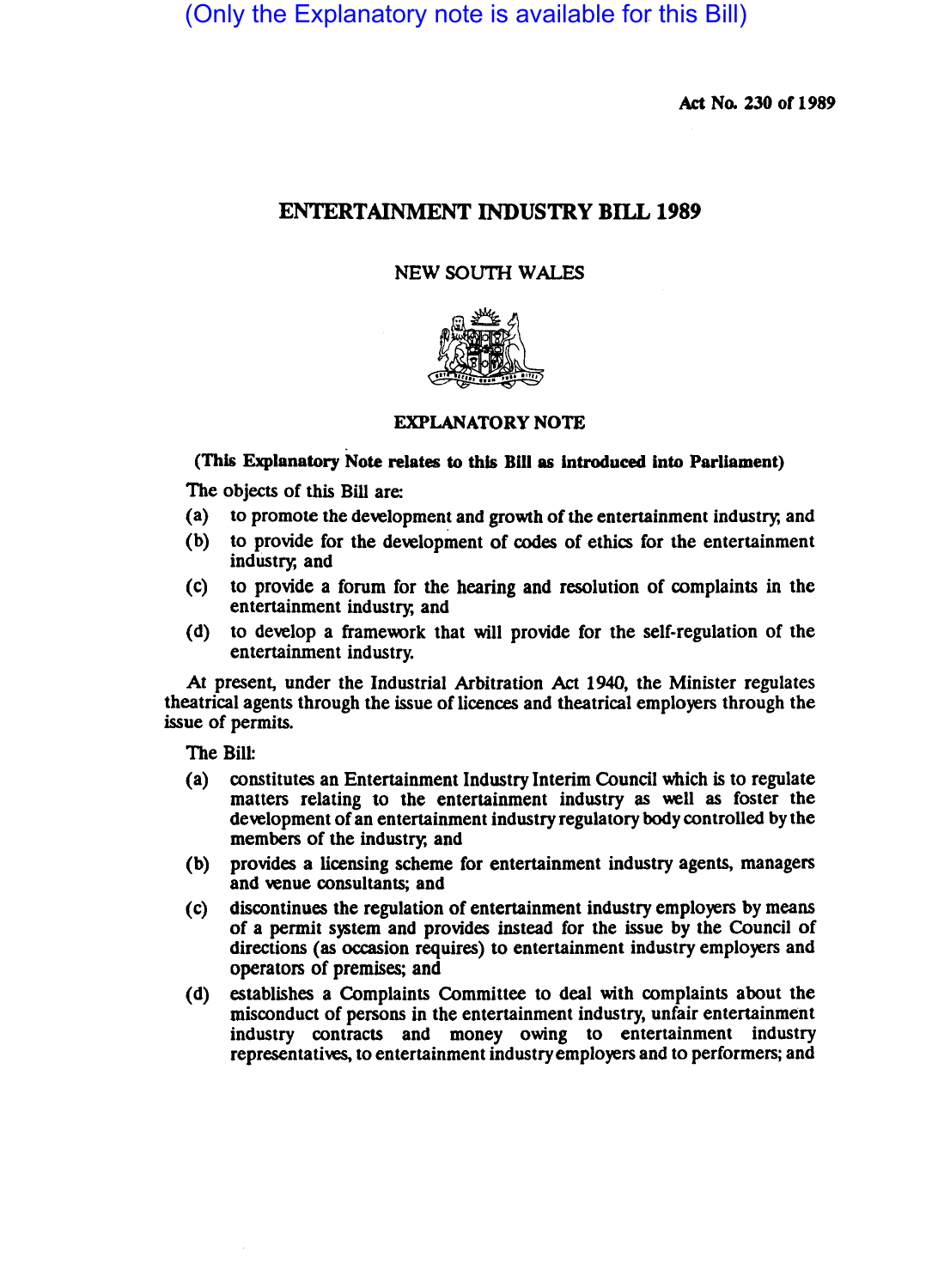(Only the Explanatory note is available for this Bill)

**Act No. 230 of 1989**

# ENTERTAINMENT INDUSTRY BILL 1989

NEW SOUTH WALES

## EXPLANATORY NOTE

**(This Explanatory Note relates to this Bill as introduced into Parliament)**

The objects of this Bill are:

(a) to promote the development and growth of the entertainment industry; and

(b) to provide for the development of codes of ethics for the entertainment industry; and

(c) to provide a forum for the hearing and resolution of complaints in the entertainment industry; and

(d) to develop a framework that will provide for the self-regulation of the entertainment industry.

At present, under the Industrial Arbitration Act 1940, the Minister regulates theatrical agents through the issue of licences and theatrical employers through the issue of permits.

The Bill:

(a) constitutes an Entertainment Industry Interim Council which is to regulate matters relating to the entertainment industry as well as foster the development of an entertainment industry regulatory body controlled by the members of the industry; and

(b) provides a licensing scheme for entertainment industry agents, managers and venue consultants; and

(c) discontinues the regulation of entertainment industry employers by means of a permit system and provides instead for the issue by the Council of directions (as occasion requires) to entertainment industry employers and operators of premises; and

(d) establishes a Complaints Committee to deal with complaints about the misconduct of persons in the entertainment industry, unfair entertainment industry contracts and money owing to entertainment industry representatives, to entertainment industry employers and to performers; and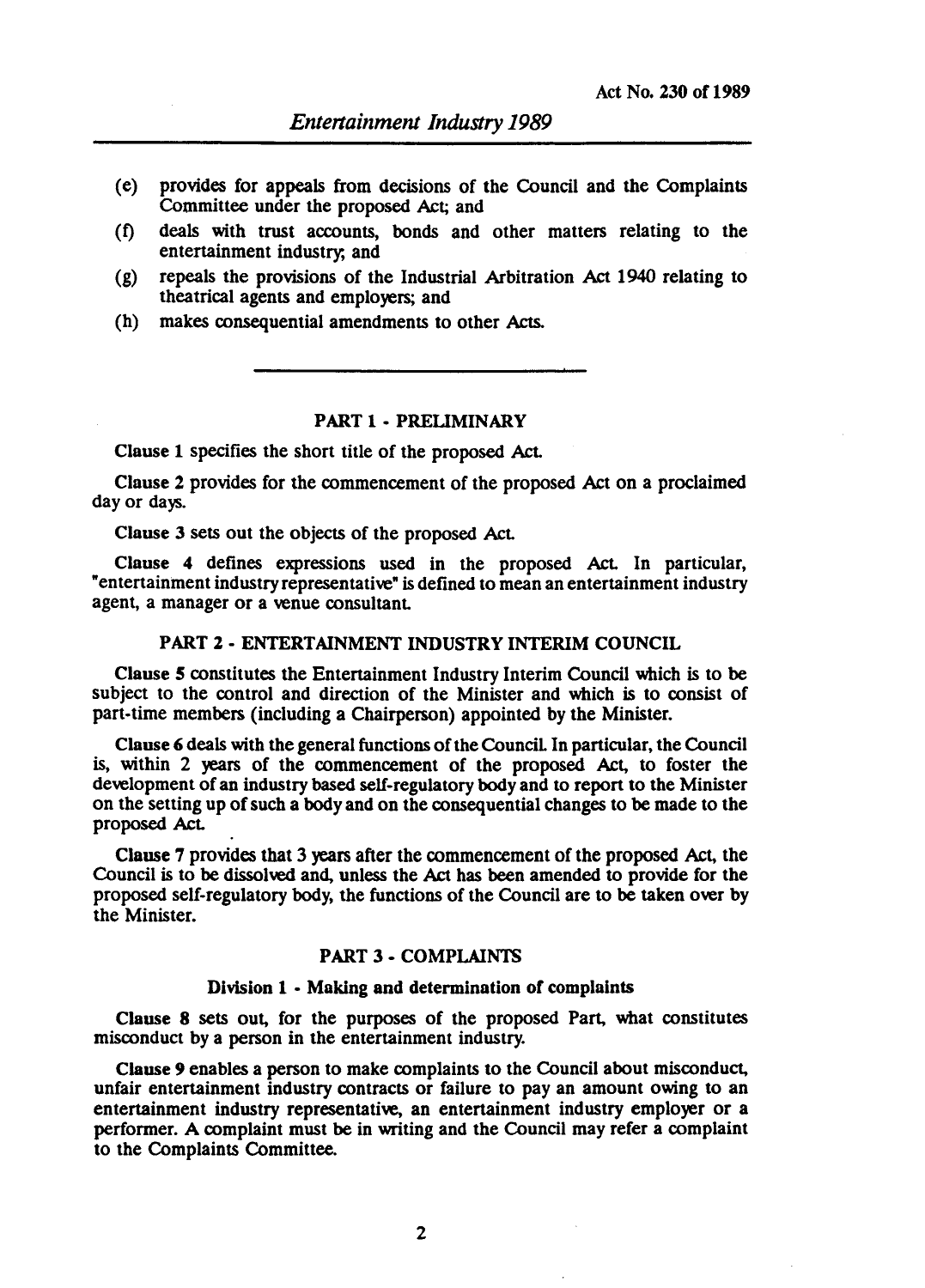(e) provides for appeals from decisions of the Council and the Complaints Committee under the proposed Act; and

(f) deals with trust accounts, bonds and other matters relating to the entertainment industry; and

(g) repeals the provisions of the Industrial Arbitration Act 1940 relating to theatrical agents and employers; and

(h) makes consequential amendments to other Acts.

---

## PART 1 - PRELIMINARY

Clause 1 specifies the short title of the proposed Act.

Clause 2 provides for the commencement of the proposed Act on a proclaimed day or days.

Clause 3 sets out the objects of the proposed Act.

Clause 4 defines expressions used in the proposed Act. In particular, "entertainment industry representative" is defined to mean an entertainment industry agent, a manager or a venue consultant.

## PART 2 - ENTERTAINMENT INDUSTRY INTERIM COUNCIL

Clause 5 constitutes the Entertainment Industry Interim Council which is to be subject to the control and direction of the Minister and which is to consist of part-time members (including a Chairperson) appointed by the Minister.

Clause 6 deals with the general functions of the Council. In particular, the Council is, within 2 years of the commencement of the proposed Act, to foster the development of an industry based self-regulatory body and to report to the Minister on the setting up of such a body and on the consequential changes to be made to the proposed Act.

Clause 7 provides that 3 years after the commencement of the proposed Act, the Council is to be dissolved and, unless the Act has been amended to provide for the proposed self-regulatory body, the functions of the Council are to be taken over by the Minister.

## PART 3 - COMPLAINTS

### Division 1 - Making and determination of complaints

Clause 8 sets out, for the purposes of the proposed Part, what constitutes misconduct by a person in the entertainment industry.

Clause 9 enables a person to make complaints to the Council about misconduct, unfair entertainment industry contracts or failure to pay an amount owing to an entertainment industry representative, an entertainment industry employer or a performer. A complaint must be in writing and the Council may refer a complaint to the Complaints Committee.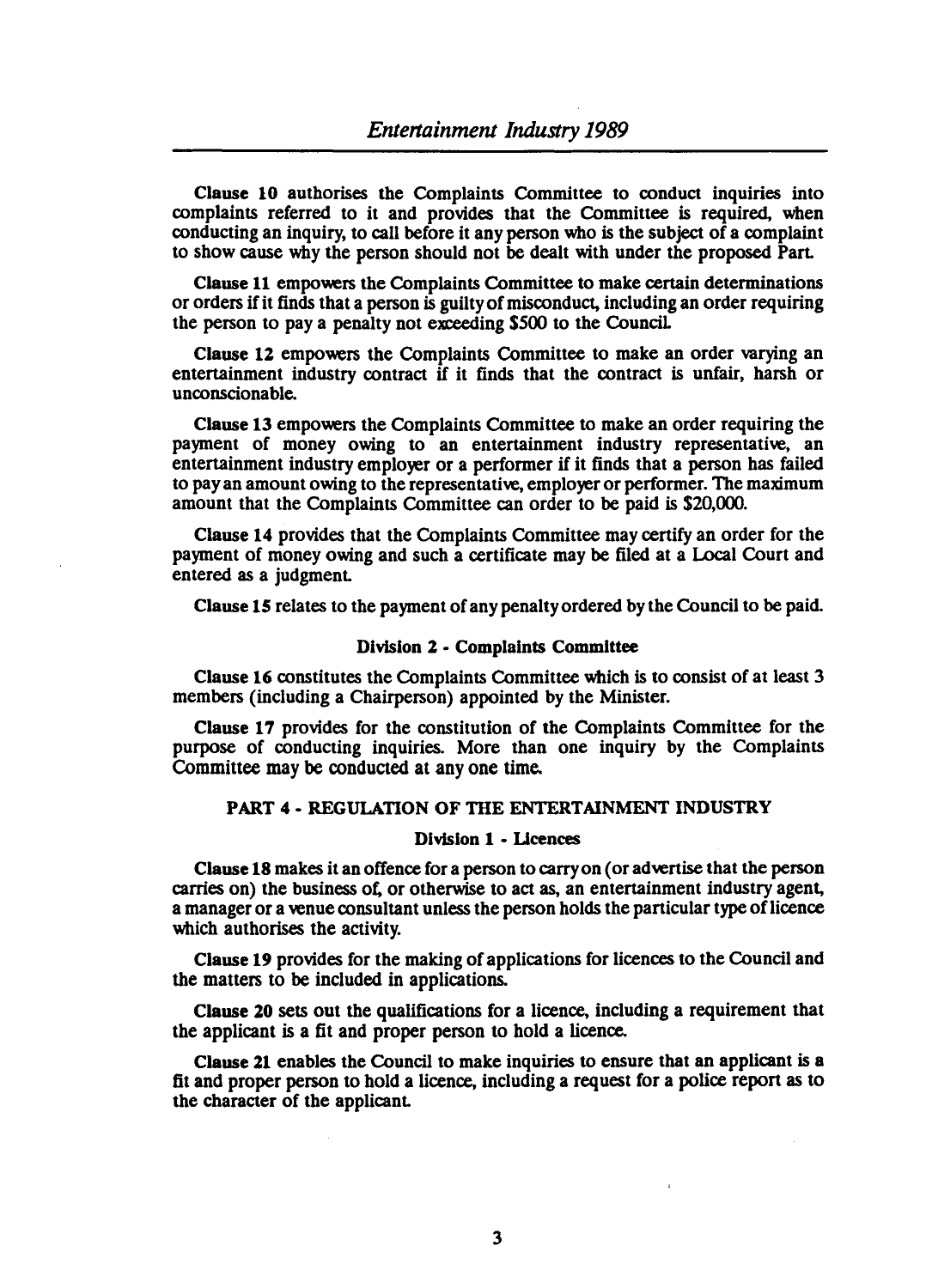**Clause 10** authorises the Complaints Committee to conduct inquiries into complaints referred to it and provides that the Committee is required, when conducting an inquiry, to call before it any person who is the subject of a complaint to show cause why the person should not be dealt with under the proposed Part.

**Clause 11** empowers the Complaints Committee to make certain determinations or orders if it finds that a person is guilty of misconduct, including an order requiring the person to pay a penalty not exceeding $500 to the Council.

**Clause 12** empowers the Complaints Committee to make an order varying an entertainment industry contract if it finds that the contract is unfair, harsh or unconscionable.

**Clause 13** empowers the Complaints Committee to make an order requiring the payment of money owing to an entertainment industry representative, an entertainment industry employer or a performer if it finds that a person has failed to pay an amount owing to the representative, employer or performer. The maximum amount that the Complaints Committee can order to be paid is $20,000.

**Clause 14** provides that the Complaints Committee may certify an order for the payment of money owing and such a certificate may be filed at a Local Court and entered as a judgment.

**Clause 15** relates to the payment of any penalty ordered by the Council to be paid.

**Division 2 - Complaints Committee**

**Clause 16** constitutes the Complaints Committee which is to consist of at least 3 members (including a Chairperson) appointed by the Minister.

**Clause 17** provides for the constitution of the Complaints Committee for the purpose of conducting inquiries. More than one inquiry by the Complaints Committee may be conducted at any one time.

## PART 4 - REGULATION OF THE ENTERTAINMENT INDUSTRY

**Division 1 - Licences**

**Clause 18** makes it an offence for a person to carry on (or advertise that the person carries on) the business of, or otherwise to act as, an entertainment industry agent, a manager or a venue consultant unless the person holds the particular type of licence which authorises the activity.

**Clause 19** provides for the making of applications for licences to the Council and the matters to be included in applications.

**Clause 20** sets out the qualifications for a licence, including a requirement that the applicant is a fit and proper person to hold a licence.

**Clause 21** enables the Council to make inquiries to ensure that an applicant is a fit and proper person to hold a licence, including a request for a police report as to the character of the applicant.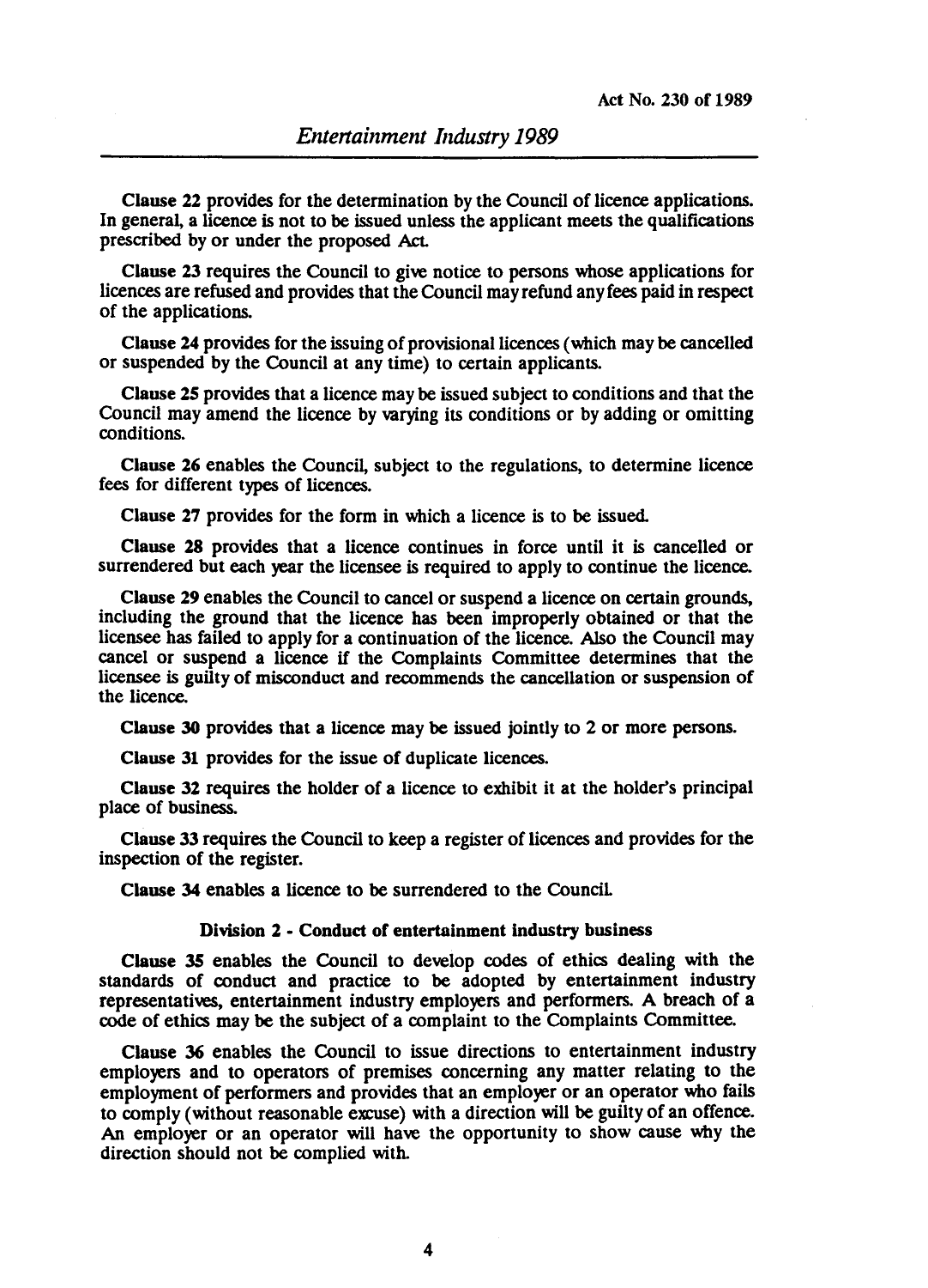**Clause 22** provides for the determination by the Council of licence applications. In general, a licence is not to be issued unless the applicant meets the qualifications prescribed by or under the proposed Act.

**Clause 23** requires the Council to give notice to persons whose applications for licences are refused and provides that the Council may refund any fees paid in respect of the applications.

**Clause 24** provides for the issuing of provisional licences (which may be cancelled or suspended by the Council at any time) to certain applicants.

**Clause 25** provides that a licence may be issued subject to conditions and that the Council may amend the licence by varying its conditions or by adding or omitting conditions.

**Clause 26** enables the Council, subject to the regulations, to determine licence fees for different types of licences.

**Clause 27** provides for the form in which a licence is to be issued.

**Clause 28** provides that a licence continues in force until it is cancelled or surrendered but each year the licensee is required to apply to continue the licence.

**Clause 29** enables the Council to cancel or suspend a licence on certain grounds, including the ground that the licence has been improperly obtained or that the licensee has failed to apply for a continuation of the licence. Also the Council may cancel or suspend a licence if the Complaints Committee determines that the licensee is guilty of misconduct and recommends the cancellation or suspension of the licence.

**Clause 30** provides that a licence may be issued jointly to 2 or more persons.

**Clause 31** provides for the issue of duplicate licences.

**Clause 32** requires the holder of a licence to exhibit it at the holder's principal place of business.

**Clause 33** requires the Council to keep a register of licences and provides for the inspection of the register.

**Clause 34** enables a licence to be surrendered to the Council.

### Division 2 - Conduct of entertainment industry business

**Clause 35** enables the Council to develop codes of ethics dealing with the standards of conduct and practice to be adopted by entertainment industry representatives, entertainment industry employers and performers. A breach of a code of ethics may be the subject of a complaint to the Complaints Committee.

**Clause 36** enables the Council to issue directions to entertainment industry employers and to operators of premises concerning any matter relating to the employment of performers and provides that an employer or an operator who fails to comply (without reasonable excuse) with a direction will be guilty of an offence. An employer or an operator will have the opportunity to show cause why the direction should not be complied with.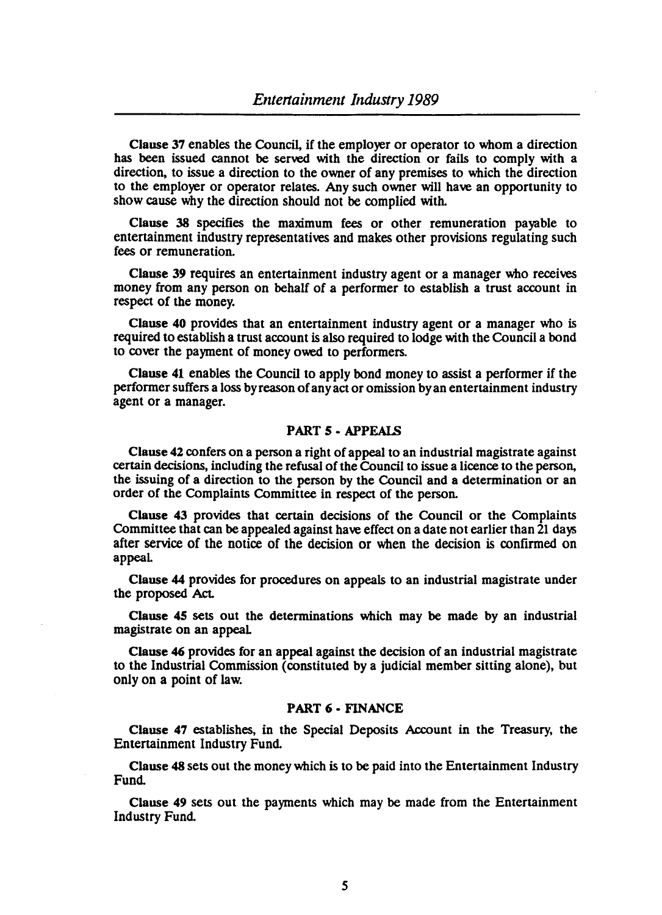**Clause 37** enables the Council, if the employer or operator to whom a direction has been issued cannot be served with the direction or fails to comply with a direction, to issue a direction to the owner of any premises to which the direction to the employer or operator relates. Any such owner will have an opportunity to show cause why the direction should not be complied with.

**Clause 38** specifies the maximum fees or other remuneration payable to entertainment industry representatives and makes other provisions regulating such fees or remuneration.

**Clause 39** requires an entertainment industry agent or a manager who receives money from any person on behalf of a performer to establish a trust account in respect of the money.

**Clause 40** provides that an entertainment industry agent or a manager who is required to establish a trust account is also required to lodge with the Council a bond to cover the payment of money owed to performers.

**Clause 41** enables the Council to apply bond money to assist a performer if the performer suffers a loss by reason of any act or omission by an entertainment industry agent or a manager.

## PART 5 - APPEALS

**Clause 42** confers on a person a right of appeal to an industrial magistrate against certain decisions, including the refusal of the Council to issue a licence to the person, the issuing of a direction to the person by the Council and a determination or an order of the Complaints Committee in respect of the person.

**Clause 43** provides that certain decisions of the Council or the Complaints Committee that can be appealed against have effect on a date not earlier than 21 days after service of the notice of the decision or when the decision is confirmed on appeal.

**Clause 44** provides for procedures on appeals to an industrial magistrate under the proposed Act.

**Clause 45** sets out the determinations which may be made by an industrial magistrate on an appeal.

**Clause 46** provides for an appeal against the decision of an industrial magistrate to the Industrial Commission (constituted by a judicial member sitting alone), but only on a point of law.

## PART 6 - FINANCE

**Clause 47** establishes, in the Special Deposits Account in the Treasury, the Entertainment Industry Fund.

**Clause 48** sets out the money which is to be paid into the Entertainment Industry Fund.

**Clause 49** sets out the payments which may be made from the Entertainment Industry Fund.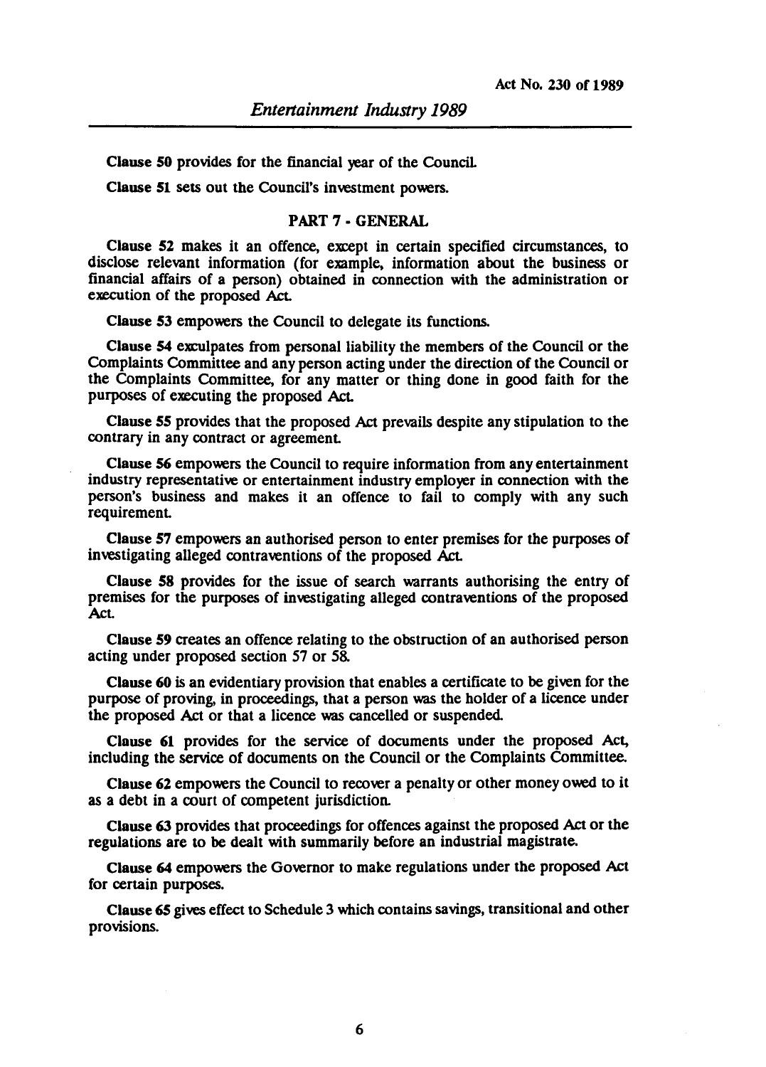**Clause 50** provides for the financial year of the Council.

**Clause 51** sets out the Council's investment powers.

## PART 7 - GENERAL

**Clause 52** makes it an offence, except in certain specified circumstances, to disclose relevant information (for example, information about the business or financial affairs of a person) obtained in connection with the administration or execution of the proposed Act.

**Clause 53** empowers the Council to delegate its functions.

**Clause 54** exculpates from personal liability the members of the Council or the Complaints Committee and any person acting under the direction of the Council or the Complaints Committee, for any matter or thing done in good faith for the purposes of executing the proposed Act.

**Clause 55** provides that the proposed Act prevails despite any stipulation to the contrary in any contract or agreement.

**Clause 56** empowers the Council to require information from any entertainment industry representative or entertainment industry employer in connection with the person's business and makes it an offence to fail to comply with any such requirement.

**Clause 57** empowers an authorised person to enter premises for the purposes of investigating alleged contraventions of the proposed Act.

**Clause 58** provides for the issue of search warrants authorising the entry of premises for the purposes of investigating alleged contraventions of the proposed Act.

**Clause 59** creates an offence relating to the obstruction of an authorised person acting under proposed section 57 or 58.

**Clause 60** is an evidentiary provision that enables a certificate to be given for the purpose of proving, in proceedings, that a person was the holder of a licence under the proposed Act or that a licence was cancelled or suspended.

**Clause 61** provides for the service of documents under the proposed Act, including the service of documents on the Council or the Complaints Committee.

**Clause 62** empowers the Council to recover a penalty or other money owed to it as a debt in a court of competent jurisdiction.

**Clause 63** provides that proceedings for offences against the proposed Act or the regulations are to be dealt with summarily before an industrial magistrate.

**Clause 64** empowers the Governor to make regulations under the proposed Act for certain purposes.

**Clause 65** gives effect to Schedule 3 which contains savings, transitional and other provisions.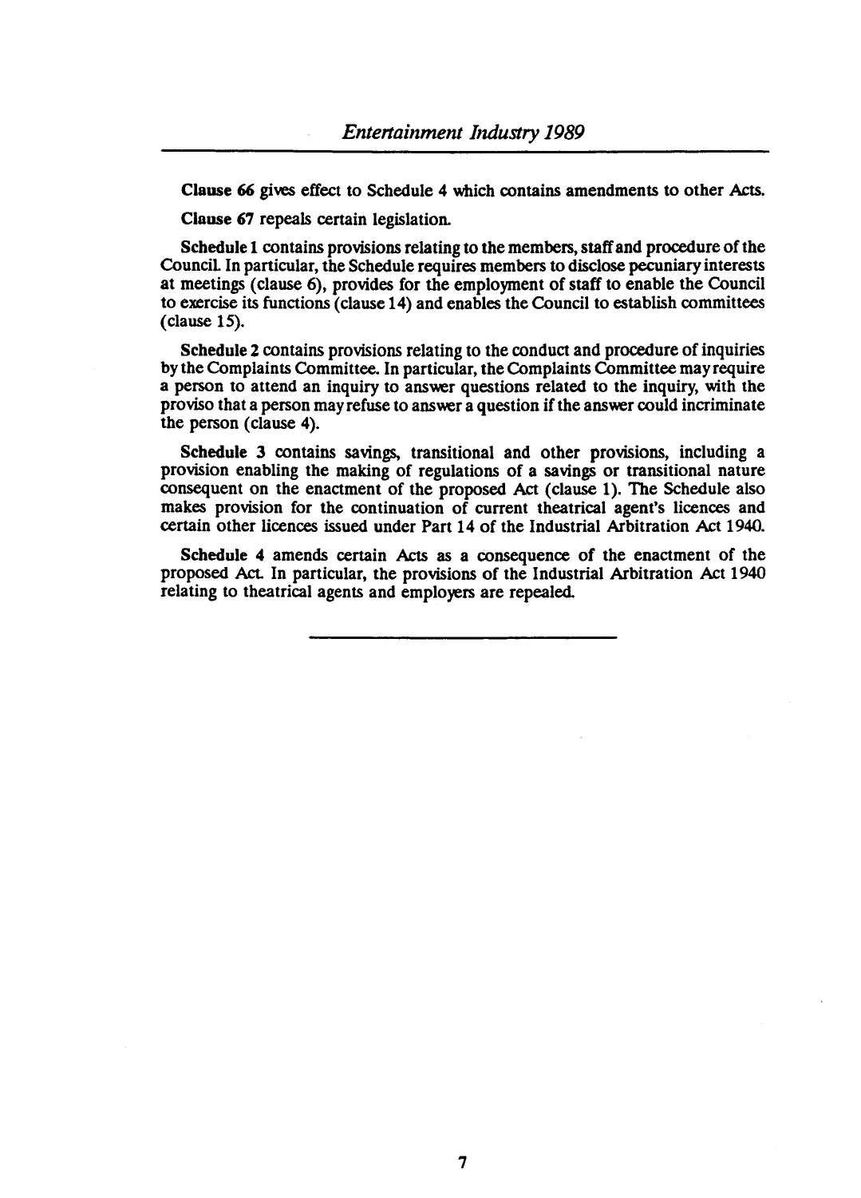**Clause 66** gives effect to Schedule 4 which contains amendments to other Acts.

**Clause 67** repeals certain legislation.

**Schedule 1** contains provisions relating to the members, staff and procedure of the Council. In particular, the Schedule requires members to disclose pecuniary interests at meetings (clause 6), provides for the employment of staff to enable the Council to exercise its functions (clause 14) and enables the Council to establish committees (clause 15).

**Schedule 2** contains provisions relating to the conduct and procedure of inquiries by the Complaints Committee. In particular, the Complaints Committee may require a person to attend an inquiry to answer questions related to the inquiry, with the proviso that a person may refuse to answer a question if the answer could incriminate the person (clause 4).

**Schedule 3** contains savings, transitional and other provisions, including a provision enabling the making of regulations of a savings or transitional nature consequent on the enactment of the proposed Act (clause 1). The Schedule also makes provision for the continuation of current theatrical agent's licences and certain other licences issued under Part 14 of the Industrial Arbitration Act 1940.

**Schedule 4** amends certain Acts as a consequence of the enactment of the proposed Act. In particular, the provisions of the Industrial Arbitration Act 1940 relating to theatrical agents and employers are repealed.